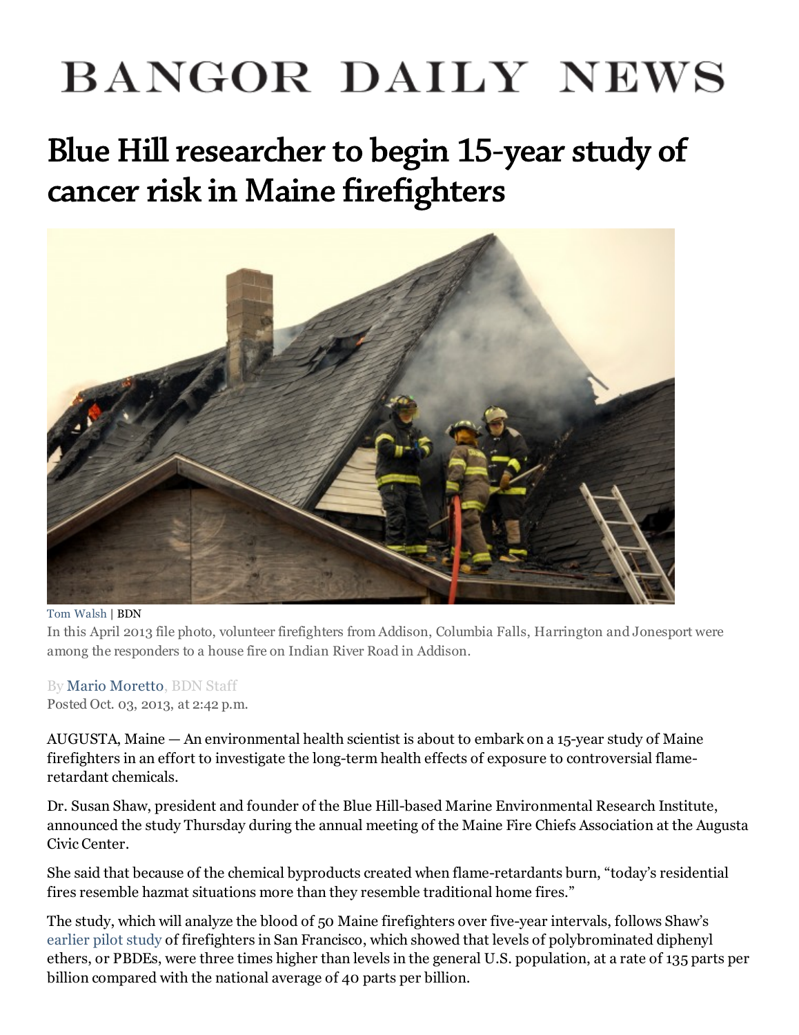# BANGOR DAILY NEWS

## Blue Hill researcher to begin 15-year study of cancer risk in Maine firefighters

Tom Walsh | BDN

In this April 2013 file photo, volunteer firefighters from Addison, Columbia Falls, Harrington and Jonesport were among the responders to a house fire on Indian River Road in Addison.

By Mario Moretto, BDN Staff
Posted Oct. 03, 2013, at 2:42 p.m.

AUGUSTA, Maine — An environmental health scientist is about to embark on a 15-year study of Maine firefighters in an effort to investigate the long-term health effects of exposure to controversial flame-retardant chemicals.

Dr. Susan Shaw, president and founder of the Blue Hill-based Marine Environmental Research Institute, announced the study Thursday during the annual meeting of the Maine Fire Chiefs Association at the Augusta Civic Center.

She said that because of the chemical byproducts created when flame-retardants burn, "today's residential fires resemble hazmat situations more than they resemble traditional home fires."

The study, which will analyze the blood of 50 Maine firefighters over five-year intervals, follows Shaw's earlier pilot study of firefighters in San Francisco, which showed that levels of polybrominated diphenyl ethers, or PBDEs, were three times higher than levels in the general U.S. population, at a rate of 135 parts per billion compared with the national average of 40 parts per billion.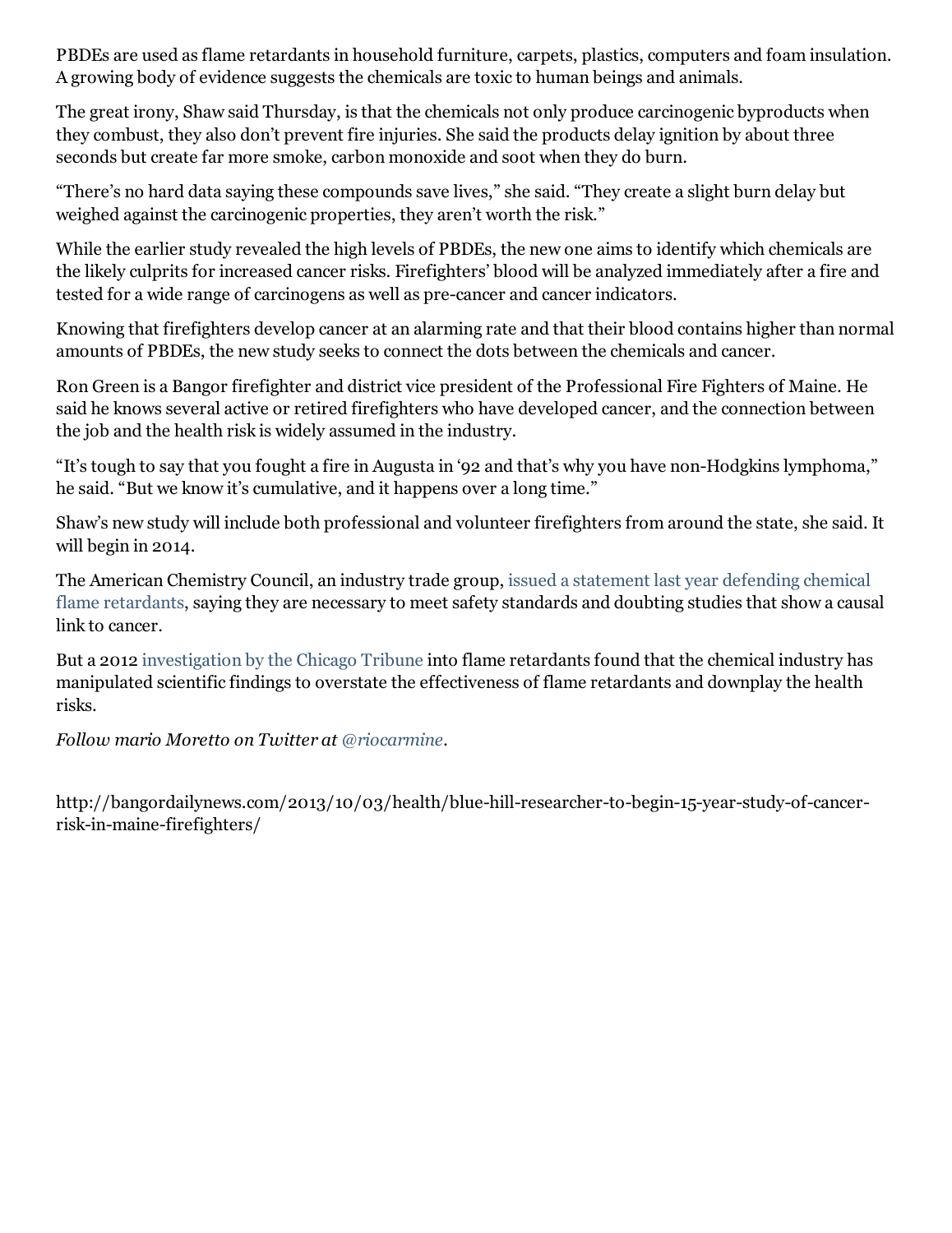PBDEs are used as flame retardants in household furniture, carpets, plastics, computers and foam insulation. A growing body of evidence suggests the chemicals are toxic to human beings and animals.

The great irony, Shaw said Thursday, is that the chemicals not only produce carcinogenic byproducts when they combust, they also don't prevent fire injuries. She said the products delay ignition by about three seconds but create far more smoke, carbon monoxide and soot when they do burn.

"There's no hard data saying these compounds save lives," she said. "They create a slight burn delay but weighed against the carcinogenic properties, they aren't worth the risk."

While the earlier study revealed the high levels of PBDEs, the new one aims to identify which chemicals are the likely culprits for increased cancer risks. Firefighters' blood will be analyzed immediately after a fire and tested for a wide range of carcinogens as well as pre-cancer and cancer indicators.

Knowing that firefighters develop cancer at an alarming rate and that their blood contains higher than normal amounts of PBDEs, the new study seeks to connect the dots between the chemicals and cancer.

Ron Green is a Bangor firefighter and district vice president of the Professional Fire Fighters of Maine. He said he knows several active or retired firefighters who have developed cancer, and the connection between the job and the health risk is widely assumed in the industry.

"It's tough to say that you fought a fire in Augusta in '92 and that's why you have non-Hodgkins lymphoma," he said. "But we know it's cumulative, and it happens over a long time."

Shaw's new study will include both professional and volunteer firefighters from around the state, she said. It will begin in 2014.

The American Chemistry Council, an industry trade group, issued a statement last year defending chemical flame retardants, saying they are necessary to meet safety standards and doubting studies that show a causal link to cancer.

But a 2012 investigation by the Chicago Tribune into flame retardants found that the chemical industry has manipulated scientific findings to overstate the effectiveness of flame retardants and downplay the health risks.

*Follow mario Moretto on Twitter at @riocarmine.*

http://bangordailynews.com/2013/10/03/health/blue-hill-researcher-to-begin-15-year-study-of-cancer-risk-in-maine-firefighters/